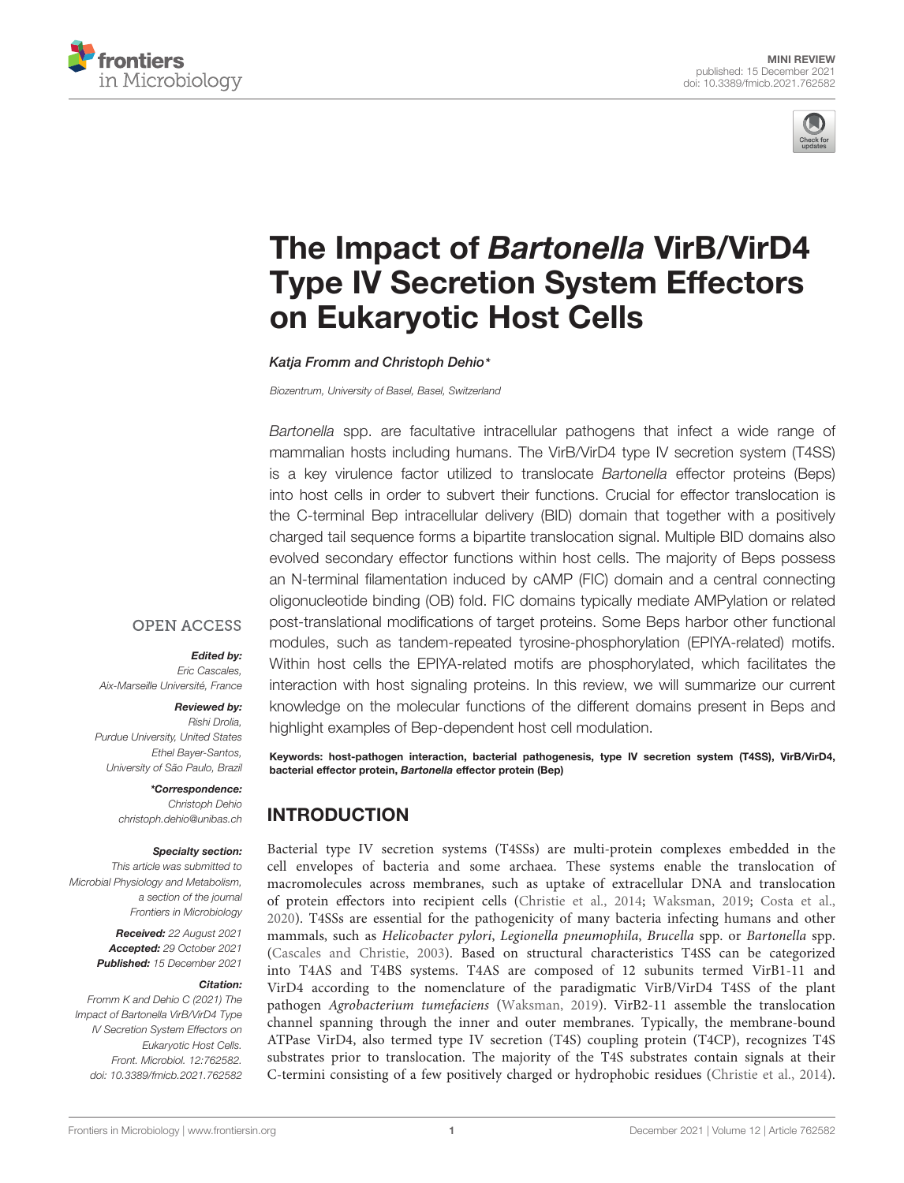MINI REVIEW
published: 15 December 2021
doi: 10.3389/fmicb.2021.762582

# The Impact of *Bartonella* VirB/VirD4 Type IV Secretion System Effectors on Eukaryotic Host Cells

*Katja Fromm and Christoph Dehio\**

*Biozentrum, University of Basel, Basel, Switzerland*

*Bartonella* spp. are facultative intracellular pathogens that infect a wide range of mammalian hosts including humans. The VirB/VirD4 type IV secretion system (T4SS) is a key virulence factor utilized to translocate *Bartonella* effector proteins (Beps) into host cells in order to subvert their functions. Crucial for effector translocation is the C-terminal Bep intracellular delivery (BID) domain that together with a positively charged tail sequence forms a bipartite translocation signal. Multiple BID domains also evolved secondary effector functions within host cells. The majority of Beps possess an N-terminal filamentation induced by cAMP (FIC) domain and a central connecting oligonucleotide binding (OB) fold. FIC domains typically mediate AMPylation or related post-translational modifications of target proteins. Some Beps harbor other functional modules, such as tandem-repeated tyrosine-phosphorylation (EPIYA-related) motifs. Within host cells the EPIYA-related motifs are phosphorylated, which facilitates the interaction with host signaling proteins. In this review, we will summarize our current knowledge on the molecular functions of the different domains present in Beps and highlight examples of Bep-dependent host cell modulation.

**Keywords: host-pathogen interaction, bacterial pathogenesis, type IV secretion system (T4SS), VirB/VirD4, bacterial effector protein, *Bartonella* effector protein (Bep)**

OPEN ACCESS

***Edited by:***
*Eric Cascales,*
*Aix-Marseille Université, France*

***Reviewed by:***
*Rishi Drolia,*
*Purdue University, United States*
*Ethel Bayer-Santos,*
*University of São Paulo, Brazil*

***\*Correspondence:***
*Christoph Dehio*
*christoph.dehio@unibas.ch*

***Specialty section:***
*This article was submitted to Microbial Physiology and Metabolism, a section of the journal Frontiers in Microbiology*

***Received:*** *22 August 2021*
***Accepted:*** *29 October 2021*
***Published:*** *15 December 2021*

***Citation:***
*Fromm K and Dehio C (2021) The Impact of Bartonella VirB/VirD4 Type IV Secretion System Effectors on Eukaryotic Host Cells. Front. Microbiol. 12:762582. doi: 10.3389/fmicb.2021.762582*

## INTRODUCTION

Bacterial type IV secretion systems (T4SSs) are multi-protein complexes embedded in the cell envelopes of bacteria and some archaea. These systems enable the translocation of macromolecules across membranes, such as uptake of extracellular DNA and translocation of protein effectors into recipient cells (Christie et al., 2014; Waksman, 2019; Costa et al., 2020). T4SSs are essential for the pathogenicity of many bacteria infecting humans and other mammals, such as *Helicobacter pylori*, *Legionella pneumophila*, *Brucella* spp. or *Bartonella* spp. (Cascales and Christie, 2003). Based on structural characteristics T4SS can be categorized into T4AS and T4BS systems. T4AS are composed of 12 subunits termed VirB1-11 and VirD4 according to the nomenclature of the paradigmatic VirB/VirD4 T4SS of the plant pathogen *Agrobacterium tumefaciens* (Waksman, 2019). VirB2-11 assemble the translocation channel spanning through the inner and outer membranes. Typically, the membrane-bound ATPase VirD4, also termed type IV secretion (T4S) coupling protein (T4CP), recognizes T4S substrates prior to translocation. The majority of the T4S substrates contain signals at their C-termini consisting of a few positively charged or hydrophobic residues (Christie et al., 2014).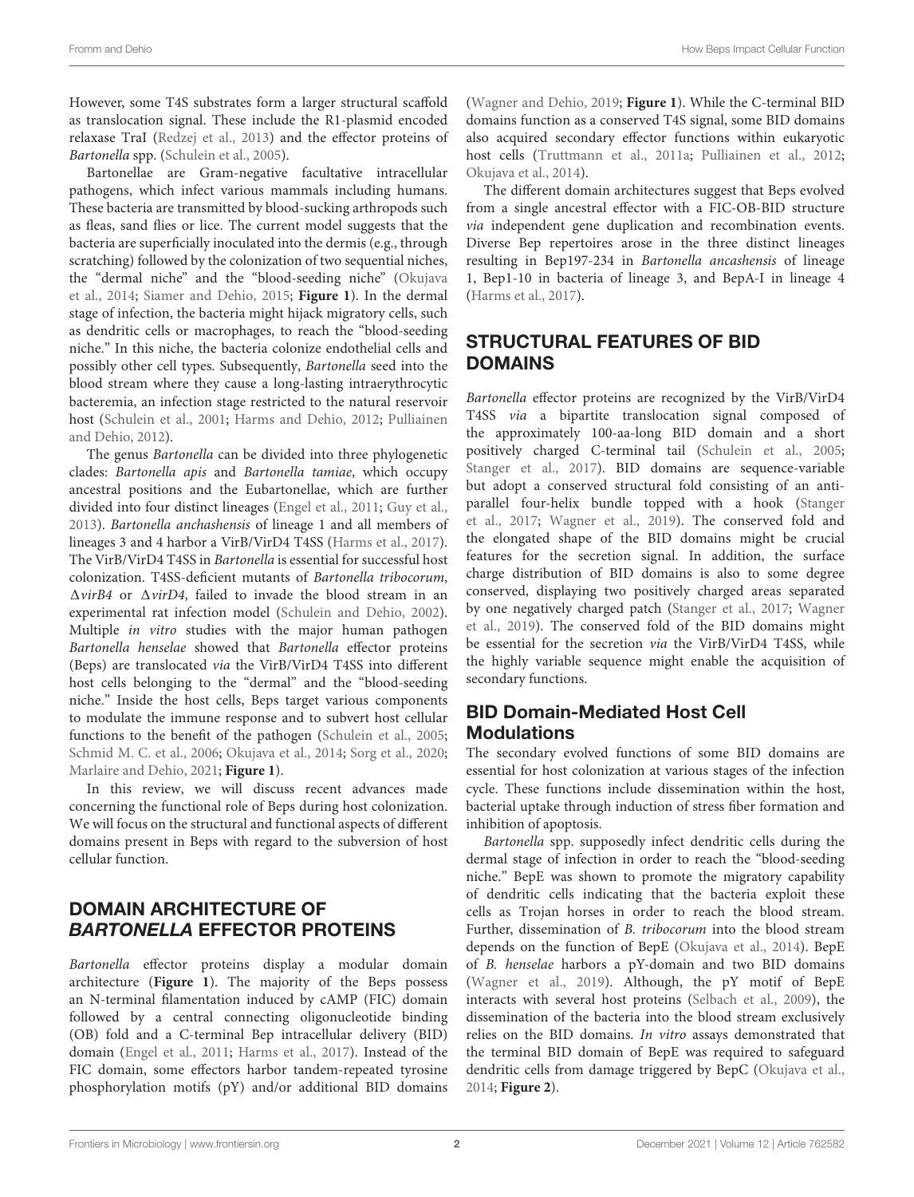However, some T4S substrates form a larger structural scaffold as translocation signal. These include the R1-plasmid encoded relaxase TraI (Redzej et al., 2013) and the effector proteins of *Bartonella* spp. (Schulein et al., 2005).

Bartonellae are Gram-negative facultative intracellular pathogens, which infect various mammals including humans. These bacteria are transmitted by blood-sucking arthropods such as fleas, sand flies or lice. The current model suggests that the bacteria are superficially inoculated into the dermis (e.g., through scratching) followed by the colonization of two sequential niches, the "dermal niche" and the "blood-seeding niche" (Okujava et al., 2014; Siamer and Dehio, 2015; **Figure 1**). In the dermal stage of infection, the bacteria might hijack migratory cells, such as dendritic cells or macrophages, to reach the "blood-seeding niche." In this niche, the bacteria colonize endothelial cells and possibly other cell types. Subsequently, *Bartonella* seed into the blood stream where they cause a long-lasting intraerythrocytic bacteremia, an infection stage restricted to the natural reservoir host (Schulein et al., 2001; Harms and Dehio, 2012; Pulliainen and Dehio, 2012).

The genus *Bartonella* can be divided into three phylogenetic clades: *Bartonella apis* and *Bartonella tamiae*, which occupy ancestral positions and the Eubartonellae, which are further divided into four distinct lineages (Engel et al., 2011; Guy et al., 2013). *Bartonella anchashensis* of lineage 1 and all members of lineages 3 and 4 harbor a VirB/VirD4 T4SS (Harms et al., 2017). The VirB/VirD4 T4SS in *Bartonella* is essential for successful host colonization. T4SS-deficient mutants of *Bartonella tribocorum*, Δ*virB4* or Δ*virD4*, failed to invade the blood stream in an experimental rat infection model (Schulein and Dehio, 2002). Multiple *in vitro* studies with the major human pathogen *Bartonella henselae* showed that *Bartonella* effector proteins (Beps) are translocated *via* the VirB/VirD4 T4SS into different host cells belonging to the "dermal" and the "blood-seeding niche." Inside the host cells, Beps target various components to modulate the immune response and to subvert host cellular functions to the benefit of the pathogen (Schulein et al., 2005; Schmid M. C. et al., 2006; Okujava et al., 2014; Sorg et al., 2020; Marlaire and Dehio, 2021; **Figure 1**).

In this review, we will discuss recent advances made concerning the functional role of Beps during host colonization. We will focus on the structural and functional aspects of different domains present in Beps with regard to the subversion of host cellular function.

## DOMAIN ARCHITECTURE OF *BARTONELLA* EFFECTOR PROTEINS

*Bartonella* effector proteins display a modular domain architecture (**Figure 1**). The majority of the Beps possess an N-terminal filamentation induced by cAMP (FIC) domain followed by a central connecting oligonucleotide binding (OB) fold and a C-terminal Bep intracellular delivery (BID) domain (Engel et al., 2011; Harms et al., 2017). Instead of the FIC domain, some effectors harbor tandem-repeated tyrosine phosphorylation motifs (pY) and/or additional BID domains (Wagner and Dehio, 2019; **Figure 1**). While the C-terminal BID domains function as a conserved T4S signal, some BID domains also acquired secondary effector functions within eukaryotic host cells (Truttmann et al., 2011a; Pulliainen et al., 2012; Okujava et al., 2014).

The different domain architectures suggest that Beps evolved from a single ancestral effector with a FIC-OB-BID structure *via* independent gene duplication and recombination events. Diverse Bep repertoires arose in the three distinct lineages resulting in Bep197-234 in *Bartonella ancashensis* of lineage 1, Bep1-10 in bacteria of lineage 3, and BepA-I in lineage 4 (Harms et al., 2017).

## STRUCTURAL FEATURES OF BID DOMAINS

*Bartonella* effector proteins are recognized by the VirB/VirD4 T4SS *via* a bipartite translocation signal composed of the approximately 100-aa-long BID domain and a short positively charged C-terminal tail (Schulein et al., 2005; Stanger et al., 2017). BID domains are sequence-variable but adopt a conserved structural fold consisting of an anti-parallel four-helix bundle topped with a hook (Stanger et al., 2017; Wagner et al., 2019). The conserved fold and the elongated shape of the BID domains might be crucial features for the secretion signal. In addition, the surface charge distribution of BID domains is also to some degree conserved, displaying two positively charged areas separated by one negatively charged patch (Stanger et al., 2017; Wagner et al., 2019). The conserved fold of the BID domains might be essential for the secretion *via* the VirB/VirD4 T4SS, while the highly variable sequence might enable the acquisition of secondary functions.

### BID Domain-Mediated Host Cell Modulations

The secondary evolved functions of some BID domains are essential for host colonization at various stages of the infection cycle. These functions include dissemination within the host, bacterial uptake through induction of stress fiber formation and inhibition of apoptosis.

*Bartonella* spp. supposedly infect dendritic cells during the dermal stage of infection in order to reach the "blood-seeding niche." BepE was shown to promote the migratory capability of dendritic cells indicating that the bacteria exploit these cells as Trojan horses in order to reach the blood stream. Further, dissemination of *B. tribocorum* into the blood stream depends on the function of BepE (Okujava et al., 2014). BepE of *B. henselae* harbors a pY-domain and two BID domains (Wagner et al., 2019). Although, the pY motif of BepE interacts with several host proteins (Selbach et al., 2009), the dissemination of the bacteria into the blood stream exclusively relies on the BID domains. *In vitro* assays demonstrated that the terminal BID domain of BepE was required to safeguard dendritic cells from damage triggered by BepC (Okujava et al., 2014; **Figure 2**).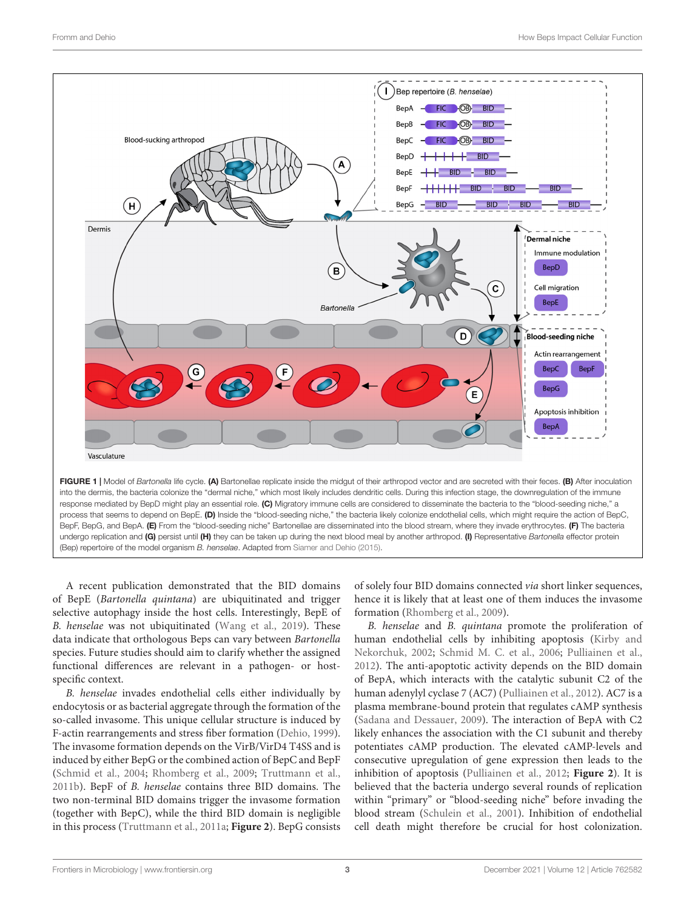FIGURE 1 | Model of *Bartonella* life cycle. **(A)** Bartonellae replicate inside the midgut of their arthropod vector and are secreted with their feces. **(B)** After inoculation into the dermis, the bacteria colonize the "dermal niche," which most likely includes dendritic cells. During this infection stage, the downregulation of the immune response mediated by BepD might play an essential role. **(C)** Migratory immune cells are considered to disseminate the bacteria to the "blood-seeding niche," a process that seems to depend on BepE. **(D)** Inside the "blood-seeding niche," the bacteria likely colonize endothelial cells, which might require the action of BepC, BepF, BepG, and BepA. **(E)** From the "blood-seeding niche" Bartonellae are disseminated into the blood stream, where they invade erythrocytes. **(F)** The bacteria undergo replication and **(G)** persist until **(H)** they can be taken up during the next blood meal by another arthropod. **(I)** Representative *Bartonella* effector protein (Bep) repertoire of the model organism *B. henselae*. Adapted from Siamer and Dehio (2015).

A recent publication demonstrated that the BID domains of BepE (*Bartonella quintana*) are ubiquitinated and trigger selective autophagy inside the host cells. Interestingly, BepE of *B. henselae* was not ubiquitinated (Wang et al., 2019). These data indicate that orthologous Beps can vary between *Bartonella* species. Future studies should aim to clarify whether the assigned functional differences are relevant in a pathogen- or host-specific context.

*B. henselae* invades endothelial cells either individually by endocytosis or as bacterial aggregate through the formation of the so-called invasome. This unique cellular structure is induced by F-actin rearrangements and stress fiber formation (Dehio, 1999). The invasome formation depends on the VirB/VirD4 T4SS and is induced by either BepG or the combined action of BepC and BepF (Schmid et al., 2004; Rhomberg et al., 2009; Truttmann et al., 2011b). BepF of *B. henselae* contains three BID domains. The two non-terminal BID domains trigger the invasome formation (together with BepC), while the third BID domain is negligible in this process (Truttmann et al., 2011a; **Figure 2**). BepG consists of solely four BID domains connected *via* short linker sequences, hence it is likely that at least one of them induces the invasome formation (Rhomberg et al., 2009).

*B. henselae* and *B. quintana* promote the proliferation of human endothelial cells by inhibiting apoptosis (Kirby and Nekorchuk, 2002; Schmid M. C. et al., 2006; Pulliainen et al., 2012). The anti-apoptotic activity depends on the BID domain of BepA, which interacts with the catalytic subunit C2 of the human adenylyl cyclase 7 (AC7) (Pulliainen et al., 2012). AC7 is a plasma membrane-bound protein that regulates cAMP synthesis (Sadana and Dessauer, 2009). The interaction of BepA with C2 likely enhances the association with the C1 subunit and thereby potentiates cAMP production. The elevated cAMP-levels and consecutive upregulation of gene expression then leads to the inhibition of apoptosis (Pulliainen et al., 2012; **Figure 2**). It is believed that the bacteria undergo several rounds of replication within "primary" or "blood-seeding niche" before invading the blood stream (Schulein et al., 2001). Inhibition of endothelial cell death might therefore be crucial for host colonization.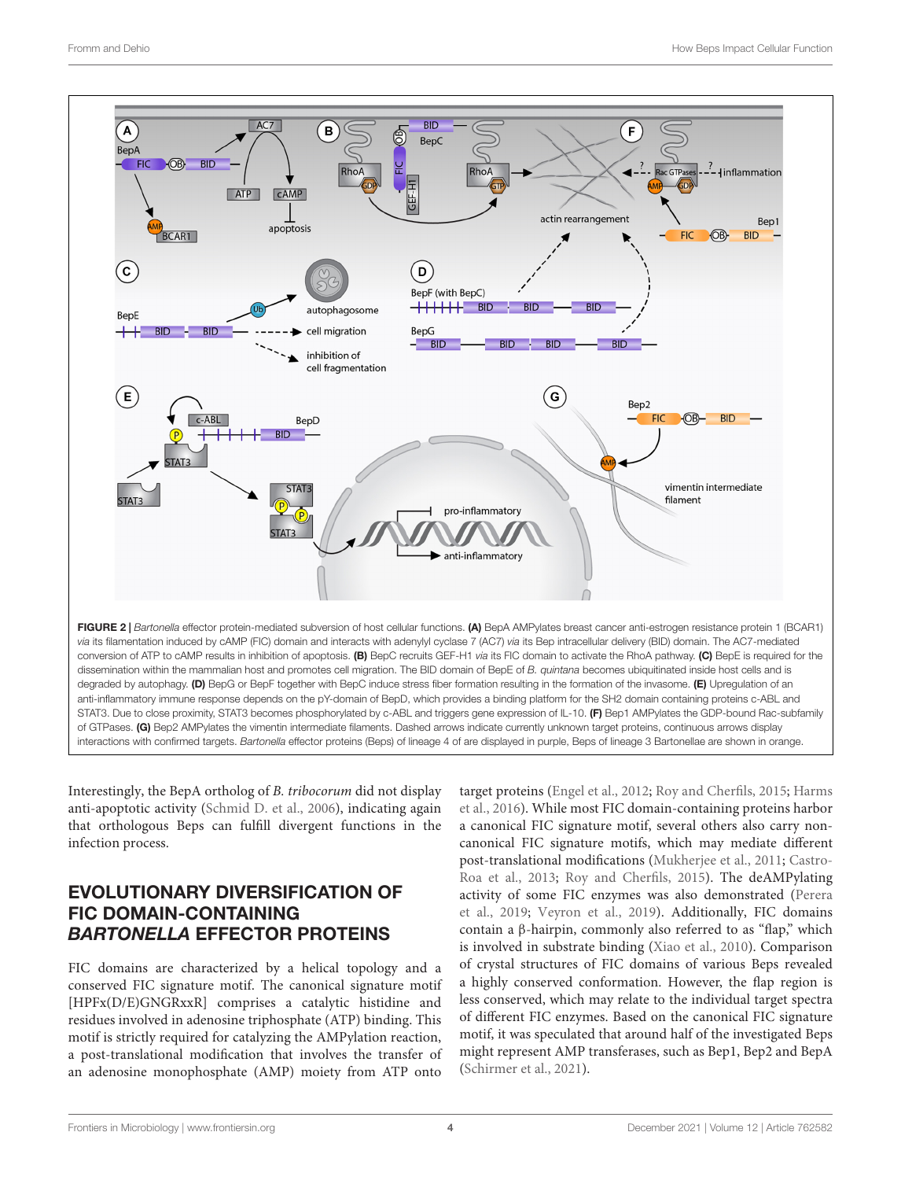**FIGURE 2** | *Bartonella* effector protein-mediated subversion of host cellular functions. **(A)** BepA AMPylates breast cancer anti-estrogen resistance protein 1 (BCAR1) *via* its filamentation induced by cAMP (FIC) domain and interacts with adenylyl cyclase 7 (AC7) *via* its Bep intracellular delivery (BID) domain. The AC7-mediated conversion of ATP to cAMP results in inhibition of apoptosis. **(B)** BepC recruits GEF-H1 *via* its FIC domain to activate the RhoA pathway. **(C)** BepE is required for the dissemination within the mammalian host and promotes cell migration. The BID domain of BepE of *B. quintana* becomes ubiquitinated inside host cells and is degraded by autophagy. **(D)** BepG or BepF together with BepC induce stress fiber formation resulting in the formation of the invasome. **(E)** Upregulation of an anti-inflammatory immune response depends on the pY-domain of BepD, which provides a binding platform for the SH2 domain containing proteins c-ABL and STAT3. Due to close proximity, STAT3 becomes phosphorylated by c-ABL and triggers gene expression of IL-10. **(F)** Bep1 AMPylates the GDP-bound Rac-subfamily of GTPases. **(G)** Bep2 AMPylates the vimentin intermediate filaments. Dashed arrows indicate currently unknown target proteins, continuous arrows display interactions with confirmed targets. *Bartonella* effector proteins (Beps) of lineage 4 of are displayed in purple, Beps of lineage 3 Bartonellae are shown in orange.

Interestingly, the BepA ortholog of *B. tribocorum* did not display anti-apoptotic activity (Schmid D. et al., 2006), indicating again that orthologous Beps can fulfill divergent functions in the infection process.

## EVOLUTIONARY DIVERSIFICATION OF FIC DOMAIN-CONTAINING *BARTONELLA* EFFECTOR PROTEINS

FIC domains are characterized by a helical topology and a conserved FIC signature motif. The canonical signature motif [HPFx(D/E)GNGRxxR] comprises a catalytic histidine and residues involved in adenosine triphosphate (ATP) binding. This motif is strictly required for catalyzing the AMPylation reaction, a post-translational modification that involves the transfer of an adenosine monophosphate (AMP) moiety from ATP onto target proteins (Engel et al., 2012; Roy and Cherfils, 2015; Harms et al., 2016). While most FIC domain-containing proteins harbor a canonical FIC signature motif, several others also carry non-canonical FIC signature motifs, which may mediate different post-translational modifications (Mukherjee et al., 2011; Castro-Roa et al., 2013; Roy and Cherfils, 2015). The deAMPylating activity of some FIC enzymes was also demonstrated (Perera et al., 2019; Veyron et al., 2019). Additionally, FIC domains contain a β-hairpin, commonly also referred to as "flap," which is involved in substrate binding (Xiao et al., 2010). Comparison of crystal structures of FIC domains of various Beps revealed a highly conserved conformation. However, the flap region is less conserved, which may relate to the individual target spectra of different FIC enzymes. Based on the canonical FIC signature motif, it was speculated that around half of the investigated Beps might represent AMP transferases, such as Bep1, Bep2 and BepA (Schirmer et al., 2021).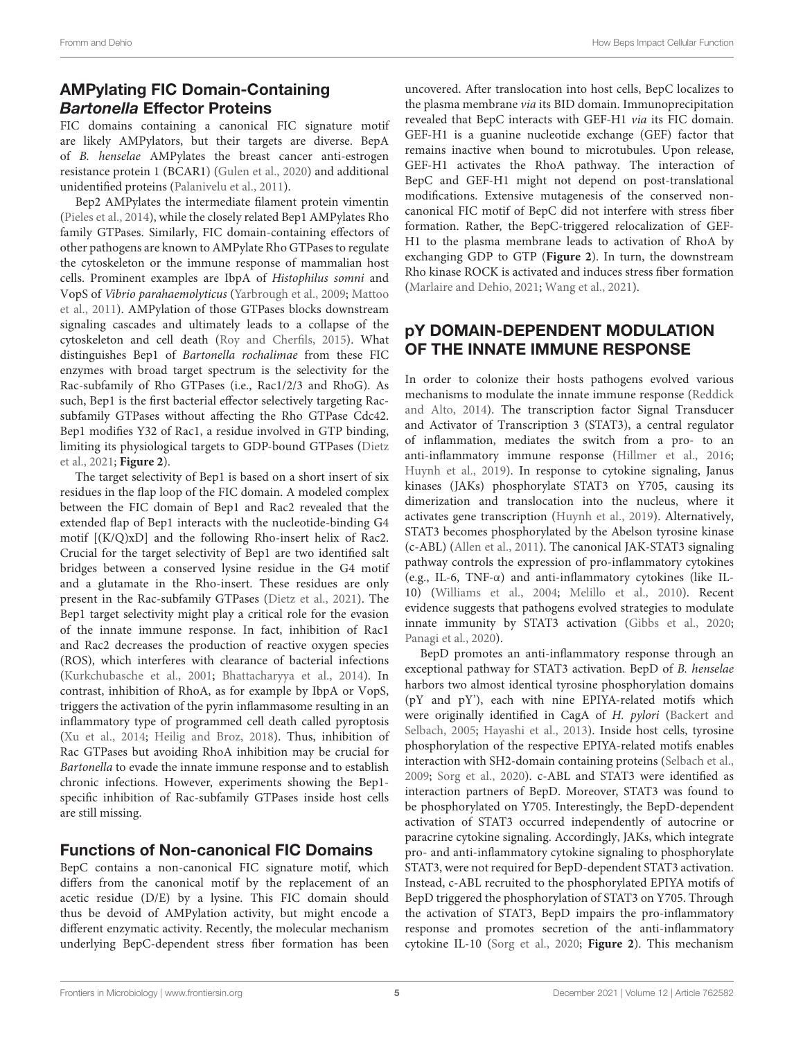## AMPylating FIC Domain-Containing *Bartonella* Effector Proteins

FIC domains containing a canonical FIC signature motif are likely AMPylators, but their targets are diverse. BepA of *B. henselae* AMPylates the breast cancer anti-estrogen resistance protein 1 (BCAR1) (Gulen et al., 2020) and additional unidentified proteins (Palanivelu et al., 2011).

Bep2 AMPylates the intermediate filament protein vimentin (Pieles et al., 2014), while the closely related Bep1 AMPylates Rho family GTPases. Similarly, FIC domain-containing effectors of other pathogens are known to AMPylate Rho GTPases to regulate the cytoskeleton or the immune response of mammalian host cells. Prominent examples are IbpA of *Histophilus somni* and VopS of *Vibrio parahaemolyticus* (Yarbrough et al., 2009; Mattoo et al., 2011). AMPylation of those GTPases blocks downstream signaling cascades and ultimately leads to a collapse of the cytoskeleton and cell death (Roy and Cherfils, 2015). What distinguishes Bep1 of *Bartonella rochalimae* from these FIC enzymes with broad target spectrum is the selectivity for the Rac-subfamily of Rho GTPases (i.e., Rac1/2/3 and RhoG). As such, Bep1 is the first bacterial effector selectively targeting Rac-subfamily GTPases without affecting the Rho GTPase Cdc42. Bep1 modifies Y32 of Rac1, a residue involved in GTP binding, limiting its physiological targets to GDP-bound GTPases (Dietz et al., 2021; **Figure 2**).

The target selectivity of Bep1 is based on a short insert of six residues in the flap loop of the FIC domain. A modeled complex between the FIC domain of Bep1 and Rac2 revealed that the extended flap of Bep1 interacts with the nucleotide-binding G4 motif [(K/Q)xD] and the following Rho-insert helix of Rac2. Crucial for the target selectivity of Bep1 are two identified salt bridges between a conserved lysine residue in the G4 motif and a glutamate in the Rho-insert. These residues are only present in the Rac-subfamily GTPases (Dietz et al., 2021). The Bep1 target selectivity might play a critical role for the evasion of the innate immune response. In fact, inhibition of Rac1 and Rac2 decreases the production of reactive oxygen species (ROS), which interferes with clearance of bacterial infections (Kurkchubasche et al., 2001; Bhattacharyya et al., 2014). In contrast, inhibition of RhoA, as for example by IbpA or VopS, triggers the activation of the pyrin inflammasome resulting in an inflammatory type of programmed cell death called pyroptosis (Xu et al., 2014; Heilig and Broz, 2018). Thus, inhibition of Rac GTPases but avoiding RhoA inhibition may be crucial for *Bartonella* to evade the innate immune response and to establish chronic infections. However, experiments showing the Bep1-specific inhibition of Rac-subfamily GTPases inside host cells are still missing.

## Functions of Non-canonical FIC Domains

BepC contains a non-canonical FIC signature motif, which differs from the canonical motif by the replacement of an acetic residue (D/E) by a lysine. This FIC domain should thus be devoid of AMPylation activity, but might encode a different enzymatic activity. Recently, the molecular mechanism underlying BepC-dependent stress fiber formation has been uncovered. After translocation into host cells, BepC localizes to the plasma membrane *via* its BID domain. Immunoprecipitation revealed that BepC interacts with GEF-H1 *via* its FIC domain. GEF-H1 is a guanine nucleotide exchange (GEF) factor that remains inactive when bound to microtubules. Upon release, GEF-H1 activates the RhoA pathway. The interaction of BepC and GEF-H1 might not depend on post-translational modifications. Extensive mutagenesis of the conserved non-canonical FIC motif of BepC did not interfere with stress fiber formation. Rather, the BepC-triggered relocalization of GEF-H1 to the plasma membrane leads to activation of RhoA by exchanging GDP to GTP (**Figure 2**). In turn, the downstream Rho kinase ROCK is activated and induces stress fiber formation (Marlaire and Dehio, 2021; Wang et al., 2021).

# pY DOMAIN-DEPENDENT MODULATION OF THE INNATE IMMUNE RESPONSE

In order to colonize their hosts pathogens evolved various mechanisms to modulate the innate immune response (Reddick and Alto, 2014). The transcription factor Signal Transducer and Activator of Transcription 3 (STAT3), a central regulator of inflammation, mediates the switch from a pro- to an anti-inflammatory immune response (Hillmer et al., 2016; Huynh et al., 2019). In response to cytokine signaling, Janus kinases (JAKs) phosphorylate STAT3 on Y705, causing its dimerization and translocation into the nucleus, where it activates gene transcription (Huynh et al., 2019). Alternatively, STAT3 becomes phosphorylated by the Abelson tyrosine kinase (c-ABL) (Allen et al., 2011). The canonical JAK-STAT3 signaling pathway controls the expression of pro-inflammatory cytokines (e.g., IL-6, TNF-$\alpha$) and anti-inflammatory cytokines (like IL-10) (Williams et al., 2004; Melillo et al., 2010). Recent evidence suggests that pathogens evolved strategies to modulate innate immunity by STAT3 activation (Gibbs et al., 2020; Panagi et al., 2020).

BepD promotes an anti-inflammatory response through an exceptional pathway for STAT3 activation. BepD of *B. henselae* harbors two almost identical tyrosine phosphorylation domains (pY and pY'), each with nine EPIYA-related motifs which were originally identified in CagA of *H. pylori* (Backert and Selbach, 2005; Hayashi et al., 2013). Inside host cells, tyrosine phosphorylation of the respective EPIYA-related motifs enables interaction with SH2-domain containing proteins (Selbach et al., 2009; Sorg et al., 2020). c-ABL and STAT3 were identified as interaction partners of BepD. Moreover, STAT3 was found to be phosphorylated on Y705. Interestingly, the BepD-dependent activation of STAT3 occurred independently of autocrine or paracrine cytokine signaling. Accordingly, JAKs, which integrate pro- and anti-inflammatory cytokine signaling to phosphorylate STAT3, were not required for BepD-dependent STAT3 activation. Instead, c-ABL recruited to the phosphorylated EPIYA motifs of BepD triggered the phosphorylation of STAT3 on Y705. Through the activation of STAT3, BepD impairs the pro-inflammatory response and promotes secretion of the anti-inflammatory cytokine IL-10 (Sorg et al., 2020; **Figure 2**). This mechanism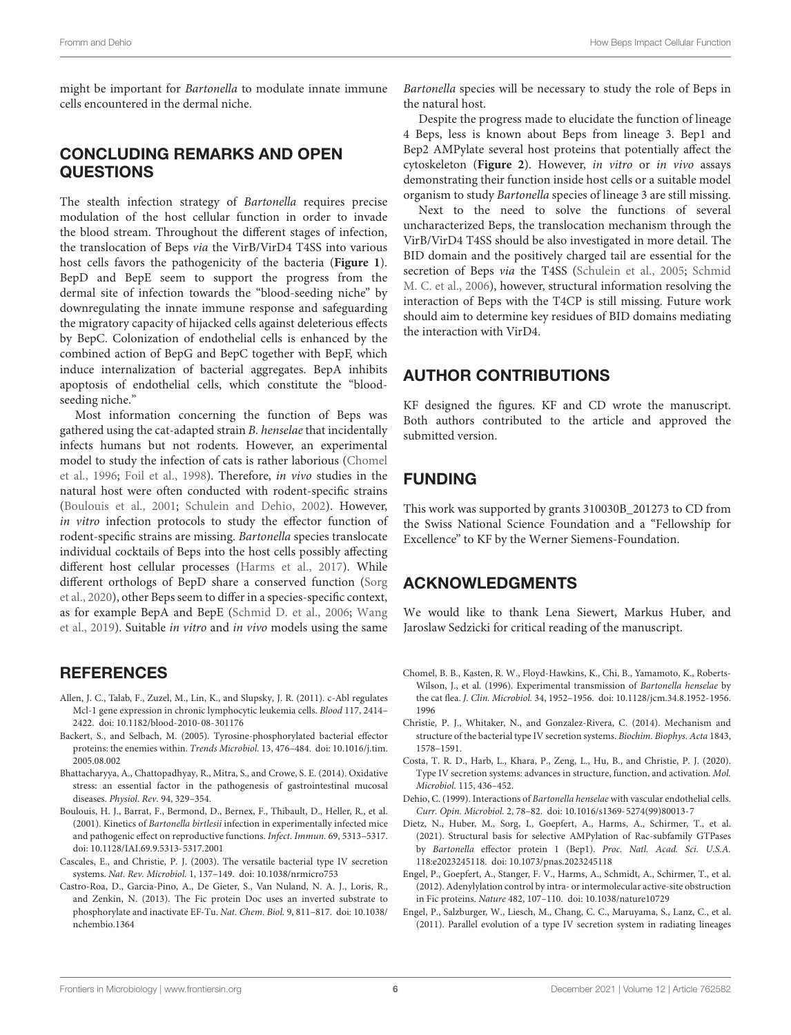might be important for *Bartonella* to modulate innate immune cells encountered in the dermal niche.

## CONCLUDING REMARKS AND OPEN QUESTIONS

The stealth infection strategy of *Bartonella* requires precise modulation of the host cellular function in order to invade the blood stream. Throughout the different stages of infection, the translocation of Beps *via* the VirB/VirD4 T4SS into various host cells favors the pathogenicity of the bacteria (**Figure 1**). BepD and BepE seem to support the progress from the dermal site of infection towards the "blood-seeding niche" by downregulating the innate immune response and safeguarding the migratory capacity of hijacked cells against deleterious effects by BepC. Colonization of endothelial cells is enhanced by the combined action of BepG and BepC together with BepF, which induce internalization of bacterial aggregates. BepA inhibits apoptosis of endothelial cells, which constitute the "blood-seeding niche."

Most information concerning the function of Beps was gathered using the cat-adapted strain *B. henselae* that incidentally infects humans but not rodents. However, an experimental model to study the infection of cats is rather laborious (Chomel et al., 1996; Foil et al., 1998). Therefore, *in vivo* studies in the natural host were often conducted with rodent-specific strains (Boulouis et al., 2001; Schulein and Dehio, 2002). However, *in vitro* infection protocols to study the effector function of rodent-specific strains are missing. *Bartonella* species translocate individual cocktails of Beps into the host cells possibly affecting different host cellular processes (Harms et al., 2017). While different orthologs of BepD share a conserved function (Sorg et al., 2020), other Beps seem to differ in a species-specific context, as for example BepA and BepE (Schmid D. et al., 2006; Wang et al., 2019). Suitable *in vitro* and *in vivo* models using the same *Bartonella* species will be necessary to study the role of Beps in the natural host.

Despite the progress made to elucidate the function of lineage 4 Beps, less is known about Beps from lineage 3. Bep1 and Bep2 AMPylate several host proteins that potentially affect the cytoskeleton (**Figure 2**). However, *in vitro* or *in vivo* assays demonstrating their function inside host cells or a suitable model organism to study *Bartonella* species of lineage 3 are still missing.

Next to the need to solve the functions of several uncharacterized Beps, the translocation mechanism through the VirB/VirD4 T4SS should be also investigated in more detail. The BID domain and the positively charged tail are essential for the secretion of Beps *via* the T4SS (Schulein et al., 2005; Schmid M. C. et al., 2006), however, structural information resolving the interaction of Beps with the T4CP is still missing. Future work should aim to determine key residues of BID domains mediating the interaction with VirD4.

## AUTHOR CONTRIBUTIONS

KF designed the figures. KF and CD wrote the manuscript. Both authors contributed to the article and approved the submitted version.

## FUNDING

This work was supported by grants 310030B_201273 to CD from the Swiss National Science Foundation and a "Fellowship for Excellence" to KF by the Werner Siemens-Foundation.

## ACKNOWLEDGMENTS

We would like to thank Lena Siewert, Markus Huber, and Jaroslaw Sedzicki for critical reading of the manuscript.

## REFERENCES

Allen, J. C., Talab, F., Zuzel, M., Lin, K., and Slupsky, J. R. (2011). c-Abl regulates Mcl-1 gene expression in chronic lymphocytic leukemia cells. *Blood* 117, 2414–2422. doi: 10.1182/blood-2010-08-301176

Backert, S., and Selbach, M. (2005). Tyrosine-phosphorylated bacterial effector proteins: the enemies within. *Trends Microbiol.* 13, 476–484. doi: 10.1016/j.tim.2005.08.002

Bhattacharyya, A., Chattopadhyay, R., Mitra, S., and Crowe, S. E. (2014). Oxidative stress: an essential factor in the pathogenesis of gastrointestinal mucosal diseases. *Physiol. Rev.* 94, 329–354.

Boulouis, H. J., Barrat, F., Bermond, D., Bernex, F., Thibault, D., Heller, R., et al. (2001). Kinetics of *Bartonella birtlesii* infection in experimentally infected mice and pathogenic effect on reproductive functions. *Infect. Immun.* 69, 5313–5317. doi: 10.1128/IAI.69.9.5313-5317.2001

Cascales, E., and Christie, P. J. (2003). The versatile bacterial type IV secretion systems. *Nat. Rev. Microbiol.* 1, 137–149. doi: 10.1038/nrmicro753

Castro-Roa, D., Garcia-Pino, A., De Gieter, S., Van Nuland, N. A. J., Loris, R., and Zenkin, N. (2013). The Fic protein Doc uses an inverted substrate to phosphorylate and inactivate EF-Tu. *Nat. Chem. Biol.* 9, 811–817. doi: 10.1038/nchembio.1364

Chomel, B. B., Kasten, R. W., Floyd-Hawkins, K., Chi, B., Yamamoto, K., Roberts-Wilson, J., et al. (1996). Experimental transmission of *Bartonella henselae* by the cat flea. *J. Clin. Microbiol.* 34, 1952–1956. doi: 10.1128/jcm.34.8.1952-1956.1996

Christie, P. J., Whitaker, N., and Gonzalez-Rivera, C. (2014). Mechanism and structure of the bacterial type IV secretion systems. *Biochim. Biophys. Acta* 1843, 1578–1591.

Costa, T. R. D., Harb, L., Khara, P., Zeng, L., Hu, B., and Christie, P. J. (2020). Type IV secretion systems: advances in structure, function, and activation. *Mol. Microbiol.* 115, 436–452.

Dehio, C. (1999). Interactions of *Bartonella henselae* with vascular endothelial cells. *Curr. Opin. Microbiol.* 2, 78–82. doi: 10.1016/s1369-5274(99)80013-7

Dietz, N., Huber, M., Sorg, I., Goepfert, A., Harms, A., Schirmer, T., et al. (2021). Structural basis for selective AMPylation of Rac-subfamily GTPases by *Bartonella* effector protein 1 (Bep1). *Proc. Natl. Acad. Sci. U.S.A.* 118:e2023245118. doi: 10.1073/pnas.2023245118

Engel, P., Goepfert, A., Stanger, F. V., Harms, A., Schmidt, A., Schirmer, T., et al. (2012). Adenylylation control by intra- or intermolecular active-site obstruction in Fic proteins. *Nature* 482, 107–110. doi: 10.1038/nature10729

Engel, P., Salzburger, W., Liesch, M., Chang, C. C., Maruyama, S., Lanz, C., et al. (2011). Parallel evolution of a type IV secretion system in radiating lineages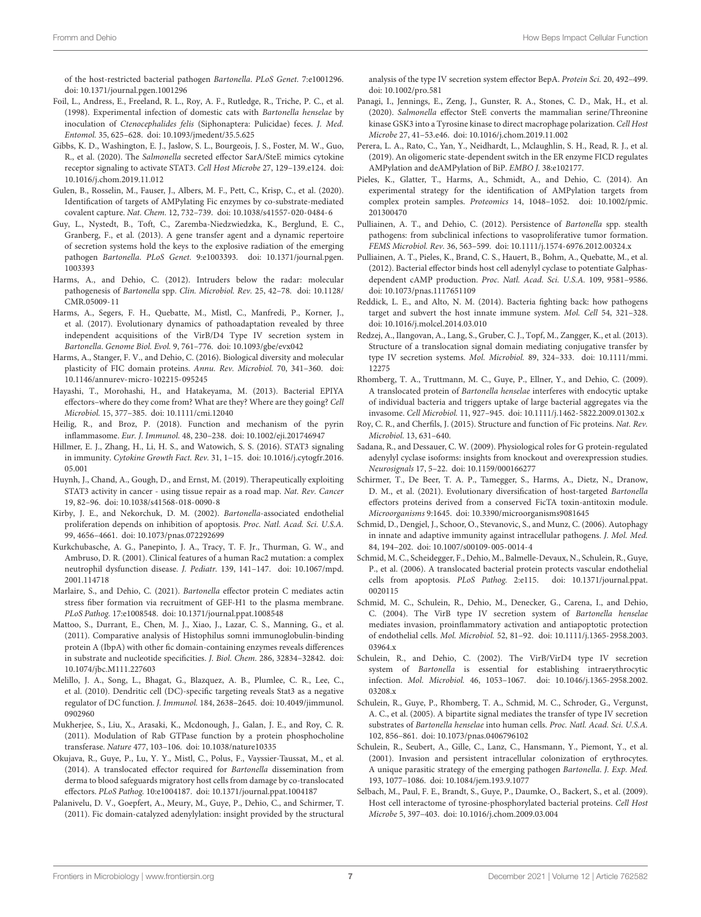of the host-restricted bacterial pathogen *Bartonella*. *PLoS Genet.* 7:e1001296. doi: 10.1371/journal.pgen.1001296

Foil, L., Andress, E., Freeland, R. L., Roy, A. F., Rutledge, R., Triche, P. C., et al. (1998). Experimental infection of domestic cats with *Bartonella henselae* by inoculation of *Ctenocephalides felis* (Siphonaptera: Pulicidae) feces. *J. Med. Entomol.* 35, 625–628. doi: 10.1093/jmedent/35.5.625

Gibbs, K. D., Washington, E. J., Jaslow, S. L., Bourgeois, J. S., Foster, M. W., Guo, R., et al. (2020). The *Salmonella* secreted effector SarA/SteE mimics cytokine receptor signaling to activate STAT3. *Cell Host Microbe* 27, 129–139.e124. doi: 10.1016/j.chom.2019.11.012

Gulen, B., Rosselin, M., Fauser, J., Albers, M. F., Pett, C., Krisp, C., et al. (2020). Identification of targets of AMPylating Fic enzymes by co-substrate-mediated covalent capture. *Nat. Chem.* 12, 732–739. doi: 10.1038/s41557-020-0484-6

Guy, L., Nystedt, B., Toft, C., Zaremba-Niedzwiedzka, K., Berglund, E. C., Granberg, F., et al. (2013). A gene transfer agent and a dynamic repertoire of secretion systems hold the keys to the explosive radiation of the emerging pathogen *Bartonella*. *PLoS Genet.* 9:e1003393. doi: 10.1371/journal.pgen.1003393

Harms, A., and Dehio, C. (2012). Intruders below the radar: molecular pathogenesis of *Bartonella* spp. *Clin. Microbiol. Rev.* 25, 42–78. doi: 10.1128/CMR.05009-11

Harms, A., Segers, F. H., Quebatte, M., Mistl, C., Manfredi, P., Korner, J., et al. (2017). Evolutionary dynamics of pathoadaptation revealed by three independent acquisitions of the VirB/D4 Type IV secretion system in *Bartonella*. *Genome Biol. Evol.* 9, 761–776. doi: 10.1093/gbe/evx042

Harms, A., Stanger, F. V., and Dehio, C. (2016). Biological diversity and molecular plasticity of FIC domain proteins. *Annu. Rev. Microbiol.* 70, 341–360. doi: 10.1146/annurev-micro-102215-095245

Hayashi, T., Morohashi, H., and Hatakeyama, M. (2013). Bacterial EPIYA effectors–where do they come from? What are they? Where are they going? *Cell Microbiol.* 15, 377–385. doi: 10.1111/cmi.12040

Heilig, R., and Broz, P. (2018). Function and mechanism of the pyrin inflammasome. *Eur. J. Immunol.* 48, 230–238. doi: 10.1002/eji.201746947

Hillmer, E. J., Zhang, H., Li, H. S., and Watowich, S. S. (2016). STAT3 signaling in immunity. *Cytokine Growth Fact. Rev.* 31, 1–15. doi: 10.1016/j.cytogfr.2016.05.001

Huynh, J., Chand, A., Gough, D., and Ernst, M. (2019). Therapeutically exploiting STAT3 activity in cancer - using tissue repair as a road map. *Nat. Rev. Cancer* 19, 82–96. doi: 10.1038/s41568-018-0090-8

Kirby, J. E., and Nekorchuk, D. M. (2002). *Bartonella*-associated endothelial proliferation depends on inhibition of apoptosis. *Proc. Natl. Acad. Sci. U.S.A.* 99, 4656–4661. doi: 10.1073/pnas.072292699

Kurkchubasche, A. G., Panepinto, J. A., Tracy, T. F. Jr., Thurman, G. W., and Ambruso, D. R. (2001). Clinical features of a human Rac2 mutation: a complex neutrophil dysfunction disease. *J. Pediatr.* 139, 141–147. doi: 10.1067/mpd.2001.114718

Marlaire, S., and Dehio, C. (2021). *Bartonella* effector protein C mediates actin stress fiber formation via recruitment of GEF-H1 to the plasma membrane. *PLoS Pathog.* 17:e1008548. doi: 10.1371/journal.ppat.1008548

Mattoo, S., Durrant, E., Chen, M. J., Xiao, J., Lazar, C. S., Manning, G., et al. (2011). Comparative analysis of Histophilus somni immunoglobulin-binding protein A (IbpA) with other fic domain-containing enzymes reveals differences in substrate and nucleotide specificities. *J. Biol. Chem.* 286, 32834–32842. doi: 10.1074/jbc.M111.227603

Melillo, J. A., Song, L., Bhagat, G., Blazquez, A. B., Plumlee, C. R., Lee, C., et al. (2010). Dendritic cell (DC)-specific targeting reveals Stat3 as a negative regulator of DC function. *J. Immunol.* 184, 2638–2645. doi: 10.4049/jimmunol.0902960

Mukherjee, S., Liu, X., Arasaki, K., Mcdonough, J., Galan, J. E., and Roy, C. R. (2011). Modulation of Rab GTPase function by a protein phosphocholine transferase. *Nature* 477, 103–106. doi: 10.1038/nature10335

Okujava, R., Guye, P., Lu, Y. Y., Mistl, C., Polus, F., Vayssier-Taussat, M., et al. (2014). A translocated effector required for *Bartonella* dissemination from derma to blood safeguards migratory host cells from damage by co-translocated effectors. *PLoS Pathog.* 10:e1004187. doi: 10.1371/journal.ppat.1004187

Palanivelu, D. V., Goepfert, A., Meury, M., Guye, P., Dehio, C., and Schirmer, T. (2011). Fic domain-catalyzed adenylylation: insight provided by the structural analysis of the type IV secretion system effector BepA. *Protein Sci.* 20, 492–499. doi: 10.1002/pro.581

Panagi, I., Jennings, E., Zeng, J., Gunster, R. A., Stones, C. D., Mak, H., et al. (2020). *Salmonella* effector SteE converts the mammalian serine/Threonine kinase GSK3 into a Tyrosine kinase to direct macrophage polarization. *Cell Host Microbe* 27, 41–53.e46. doi: 10.1016/j.chom.2019.11.002

Perera, L. A., Rato, C., Yan, Y., Neidhardt, L., Mclaughlin, S. H., Read, R. J., et al. (2019). An oligomeric state-dependent switch in the ER enzyme FICD regulates AMPylation and deAMPylation of BiP. *EMBO J.* 38:e102177.

Pieles, K., Glatter, T., Harms, A., Schmidt, A., and Dehio, C. (2014). An experimental strategy for the identification of AMPylation targets from complex protein samples. *Proteomics* 14, 1048–1052. doi: 10.1002/pmic.201300470

Pulliainen, A. T., and Dehio, C. (2012). Persistence of *Bartonella* spp. stealth pathogens: from subclinical infections to vasoproliferative tumor formation. *FEMS Microbiol. Rev.* 36, 563–599. doi: 10.1111/j.1574-6976.2012.00324.x

Pulliainen, A. T., Pieles, K., Brand, C. S., Hauert, B., Bohm, A., Quebatte, M., et al. (2012). Bacterial effector binds host cell adenylyl cyclase to potentiate Galphas-dependent cAMP production. *Proc. Natl. Acad. Sci. U.S.A.* 109, 9581–9586. doi: 10.1073/pnas.1117651109

Reddick, L. E., and Alto, N. M. (2014). Bacteria fighting back: how pathogens target and subvert the host innate immune system. *Mol. Cell* 54, 321–328. doi: 10.1016/j.molcel.2014.03.010

Redzej, A., Ilangovan, A., Lang, S., Gruber, C. J., Topf, M., Zangger, K., et al. (2013). Structure of a translocation signal domain mediating conjugative transfer by type IV secretion systems. *Mol. Microbiol.* 89, 324–333. doi: 10.1111/mmi.12275

Rhomberg, T. A., Truttmann, M. C., Guye, P., Ellner, Y., and Dehio, C. (2009). A translocated protein of *Bartonella henselae* interferes with endocytic uptake of individual bacteria and triggers uptake of large bacterial aggregates via the invasome. *Cell Microbiol.* 11, 927–945. doi: 10.1111/j.1462-5822.2009.01302.x

Roy, C. R., and Cherfils, J. (2015). Structure and function of Fic proteins. *Nat. Rev. Microbiol.* 13, 631–640.

Sadana, R., and Dessauer, C. W. (2009). Physiological roles for G protein-regulated adenylyl cyclase isoforms: insights from knockout and overexpression studies. *Neurosignals* 17, 5–22. doi: 10.1159/000166277

Schirmer, T., De Beer, T. A. P., Tamegger, S., Harms, A., Dietz, N., Dranow, D. M., et al. (2021). Evolutionary diversification of host-targeted *Bartonella* effectors proteins derived from a conserved FicTA toxin-antitoxin module. *Microorganisms* 9:1645. doi: 10.3390/microorganisms9081645

Schmid, D., Dengjel, J., Schoor, O., Stevanovic, S., and Munz, C. (2006). Autophagy in innate and adaptive immunity against intracellular pathogens. *J. Mol. Med.* 84, 194–202. doi: 10.1007/s00109-005-0014-4

Schmid, M. C., Scheidegger, F., Dehio, M., Balmelle-Devaux, N., Schulein, R., Guye, P., et al. (2006). A translocated bacterial protein protects vascular endothelial cells from apoptosis. *PLoS Pathog.* 2:e115. doi: 10.1371/journal.ppat.0020115

Schmid, M. C., Schulein, R., Dehio, M., Denecker, G., Carena, I., and Dehio, C. (2004). The VirB type IV secretion system of *Bartonella henselae* mediates invasion, proinflammatory activation and antiapoptotic protection of endothelial cells. *Mol. Microbiol.* 52, 81–92. doi: 10.1111/j.1365-2958.2003.03964.x

Schulein, R., and Dehio, C. (2002). The VirB/VirD4 type IV secretion system of *Bartonella* is essential for establishing intraerythrocytic infection. *Mol. Microbiol.* 46, 1053–1067. doi: 10.1046/j.1365-2958.2002.03208.x

Schulein, R., Guye, P., Rhomberg, T. A., Schmid, M. C., Schroder, G., Vergunst, A. C., et al. (2005). A bipartite signal mediates the transfer of type IV secretion substrates of *Bartonella henselae* into human cells. *Proc. Natl. Acad. Sci. U.S.A.* 102, 856–861. doi: 10.1073/pnas.0406796102

Schulein, R., Seubert, A., Gille, C., Lanz, C., Hansmann, Y., Piemont, Y., et al. (2001). Invasion and persistent intracellular colonization of erythrocytes. A unique parasitic strategy of the emerging pathogen *Bartonella*. *J. Exp. Med.* 193, 1077–1086. doi: 10.1084/jem.193.9.1077

Selbach, M., Paul, F. E., Brandt, S., Guye, P., Daumke, O., Backert, S., et al. (2009). Host cell interactome of tyrosine-phosphorylated bacterial proteins. *Cell Host Microbe* 5, 397–403. doi: 10.1016/j.chom.2009.03.004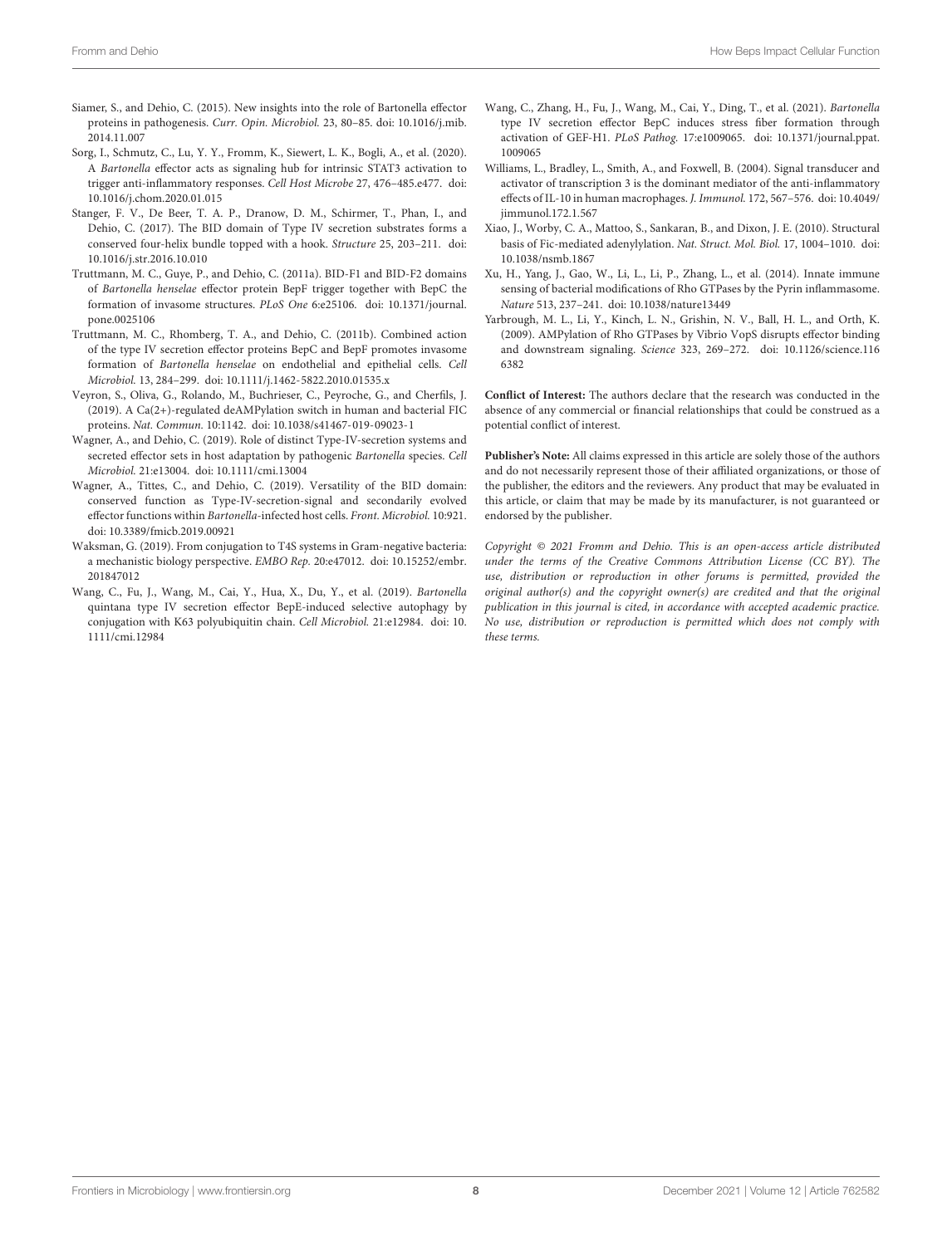Siamer, S., and Dehio, C. (2015). New insights into the role of Bartonella effector proteins in pathogenesis. *Curr. Opin. Microbiol.* 23, 80–85. doi: 10.1016/j.mib.2014.11.007

Sorg, I., Schmutz, C., Lu, Y. Y., Fromm, K., Siewert, L. K., Bogli, A., et al. (2020). A *Bartonella* effector acts as signaling hub for intrinsic STAT3 activation to trigger anti-inflammatory responses. *Cell Host Microbe* 27, 476–485.e477. doi: 10.1016/j.chom.2020.01.015

Stanger, F. V., De Beer, T. A. P., Dranow, D. M., Schirmer, T., Phan, I., and Dehio, C. (2017). The BID domain of Type IV secretion substrates forms a conserved four-helix bundle topped with a hook. *Structure* 25, 203–211. doi: 10.1016/j.str.2016.10.010

Truttmann, M. C., Guye, P., and Dehio, C. (2011a). BID-F1 and BID-F2 domains of *Bartonella henselae* effector protein BepF trigger together with BepC the formation of invasome structures. *PLoS One* 6:e25106. doi: 10.1371/journal.pone.0025106

Truttmann, M. C., Rhomberg, T. A., and Dehio, C. (2011b). Combined action of the type IV secretion effector proteins BepC and BepF promotes invasome formation of *Bartonella henselae* on endothelial and epithelial cells. *Cell Microbiol.* 13, 284–299. doi: 10.1111/j.1462-5822.2010.01535.x

Veyron, S., Oliva, G., Rolando, M., Buchrieser, C., Peyroche, G., and Cherfils, J. (2019). A Ca(2+)-regulated deAMPylation switch in human and bacterial FIC proteins. *Nat. Commun.* 10:1142. doi: 10.1038/s41467-019-09023-1

Wagner, A., and Dehio, C. (2019). Role of distinct Type-IV-secretion systems and secreted effector sets in host adaptation by pathogenic *Bartonella* species. *Cell Microbiol.* 21:e13004. doi: 10.1111/cmi.13004

Wagner, A., Tittes, C., and Dehio, C. (2019). Versatility of the BID domain: conserved function as Type-IV-secretion-signal and secondarily evolved effector functions within *Bartonella*-infected host cells. *Front. Microbiol.* 10:921. doi: 10.3389/fmicb.2019.00921

Waksman, G. (2019). From conjugation to T4S systems in Gram-negative bacteria: a mechanistic biology perspective. *EMBO Rep.* 20:e47012. doi: 10.15252/embr.201847012

Wang, C., Fu, J., Wang, M., Cai, Y., Hua, X., Du, Y., et al. (2019). *Bartonella* quintana type IV secretion effector BepE-induced selective autophagy by conjugation with K63 polyubiquitin chain. *Cell Microbiol.* 21:e12984. doi: 10.1111/cmi.12984

Wang, C., Zhang, H., Fu, J., Wang, M., Cai, Y., Ding, T., et al. (2021). *Bartonella* type IV secretion effector BepC induces stress fiber formation through activation of GEF-H1. *PLoS Pathog.* 17:e1009065. doi: 10.1371/journal.ppat.1009065

Williams, L., Bradley, L., Smith, A., and Foxwell, B. (2004). Signal transducer and activator of transcription 3 is the dominant mediator of the anti-inflammatory effects of IL-10 in human macrophages. *J. Immunol.* 172, 567–576. doi: 10.4049/jimmunol.172.1.567

Xiao, J., Worby, C. A., Mattoo, S., Sankaran, B., and Dixon, J. E. (2010). Structural basis of Fic-mediated adenylylation. *Nat. Struct. Mol. Biol.* 17, 1004–1010. doi: 10.1038/nsmb.1867

Xu, H., Yang, J., Gao, W., Li, L., Li, P., Zhang, L., et al. (2014). Innate immune sensing of bacterial modifications of Rho GTPases by the Pyrin inflammasome. *Nature* 513, 237–241. doi: 10.1038/nature13449

Yarbrough, M. L., Li, Y., Kinch, L. N., Grishin, N. V., Ball, H. L., and Orth, K. (2009). AMPylation of Rho GTPases by Vibrio VopS disrupts effector binding and downstream signaling. *Science* 323, 269–272. doi: 10.1126/science.1166382

**Conflict of Interest:** The authors declare that the research was conducted in the absence of any commercial or financial relationships that could be construed as a potential conflict of interest.

**Publisher's Note:** All claims expressed in this article are solely those of the authors and do not necessarily represent those of their affiliated organizations, or those of the publisher, the editors and the reviewers. Any product that may be evaluated in this article, or claim that may be made by its manufacturer, is not guaranteed or endorsed by the publisher.

*Copyright © 2021 Fromm and Dehio. This is an open-access article distributed under the terms of the Creative Commons Attribution License (CC BY). The use, distribution or reproduction in other forums is permitted, provided the original author(s) and the copyright owner(s) are credited and that the original publication in this journal is cited, in accordance with accepted academic practice. No use, distribution or reproduction is permitted which does not comply with these terms.*